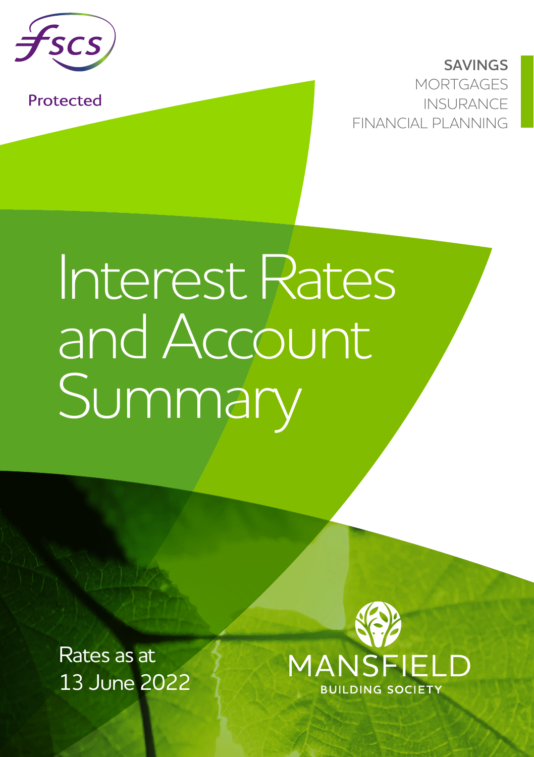fscs

Protected

SAVINGS
MORTGAGES
INSURANCE
FINANCIAL PLANNING

# Interest Rates and Account Summary

Rates as at
13 June 2022

MANSFIELD
BUILDING SOCIETY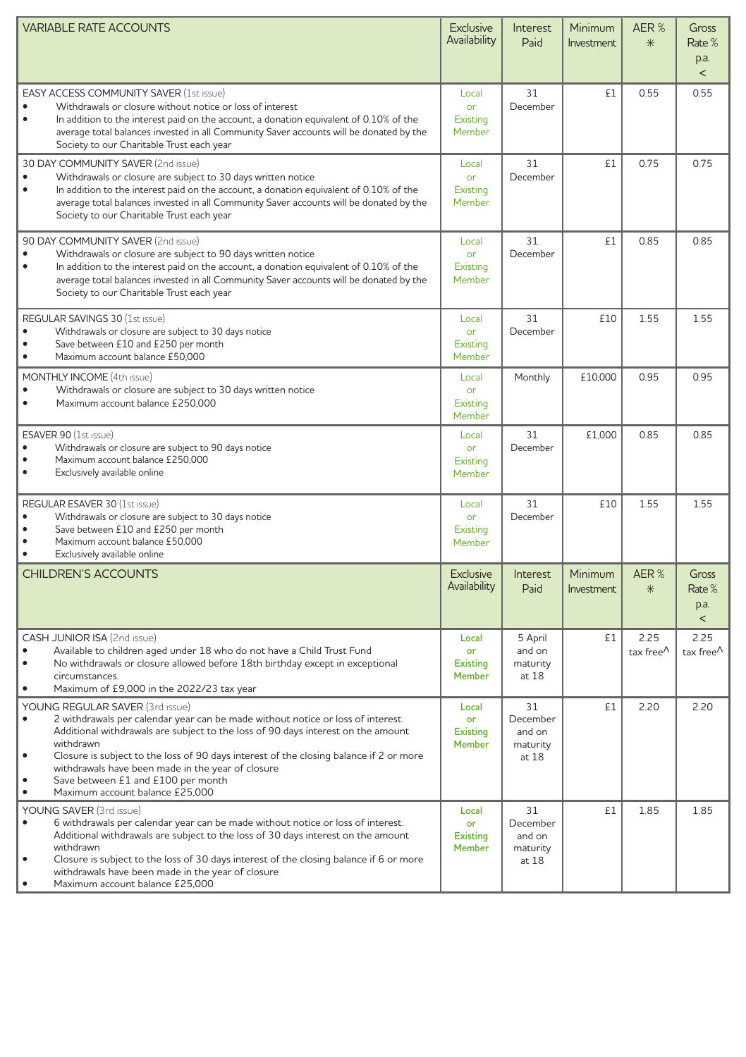| VARIABLE RATE ACCOUNTS | Exclusive Availability | Interest Paid | Minimum Investment | AER % * | Gross Rate % p.a. < |
|---|---|---|---|---|---|
| EASY ACCESS COMMUNITY SAVER (1st issue)<br>• Withdrawals or closure without notice or loss of interest<br>• In addition to the interest paid on the account, a donation equivalent of 0.10% of the average total balances invested in all Community Saver accounts will be donated by the Society to our Charitable Trust each year | Local or Existing Member | 31 December | £1 | 0.55 | 0.55 |
| 30 DAY COMMUNITY SAVER (2nd issue)<br>• Withdrawals or closure are subject to 30 days written notice<br>• In addition to the interest paid on the account, a donation equivalent of 0.10% of the average total balances invested in all Community Saver accounts will be donated by the Society to our Charitable Trust each year | Local or Existing Member | 31 December | £1 | 0.75 | 0.75 |
| 90 DAY COMMUNITY SAVER (2nd issue)<br>• Withdrawals or closure are subject to 90 days written notice<br>• In addition to the interest paid on the account, a donation equivalent of 0.10% of the average total balances invested in all Community Saver accounts will be donated by the Society to our Charitable Trust each year | Local or Existing Member | 31 December | £1 | 0.85 | 0.85 |
| REGULAR SAVINGS 30 (1st issue)<br>• Withdrawals or closure are subject to 30 days notice<br>• Save between £10 and £250 per month<br>• Maximum account balance £50,000 | Local or Existing Member | 31 December | £10 | 1.55 | 1.55 |
| MONTHLY INCOME (4th issue)<br>• Withdrawals or closure are subject to 30 days written notice<br>• Maximum account balance £250,000 | Local or Existing Member | Monthly | £10,000 | 0.95 | 0.95 |
| ESAVER 90 (1st issue)<br>• Withdrawals or closure are subject to 90 days notice<br>• Maximum account balance £250,000<br>• Exclusively available online | Local or Existing Member | 31 December | £1,000 | 0.85 | 0.85 |
| REGULAR ESAVER 30 (1st issue)<br>• Withdrawals or closure are subject to 30 days notice<br>• Save between £10 and £250 per month<br>• Maximum account balance £50,000<br>• Exclusively available online | Local or Existing Member | 31 December | £10 | 1.55 | 1.55 |

| CHILDREN'S ACCOUNTS | Exclusive Availability | Interest Paid | Minimum Investment | AER % * | Gross Rate % p.a. < |
|---|---|---|---|---|---|
| CASH JUNIOR ISA (2nd issue)<br>• Available to children aged under 18 who do not have a Child Trust Fund<br>• No withdrawals or closure allowed before 18th birthday except in exceptional circumstances.<br>• Maximum of £9,000 in the 2022/23 tax year | **Local or Existing Member** | 5 April and on maturity at 18 | £1 | 2.25 tax free^ | 2.25 tax free^ |
| YOUNG REGULAR SAVER (3rd issue)<br>• 2 withdrawals per calendar year can be made without notice or loss of interest. Additional withdrawals are subject to the loss of 90 days interest on the amount withdrawn<br>• Closure is subject to the loss of 90 days interest of the closing balance if 2 or more withdrawals have been made in the year of closure<br>• Save between £1 and £100 per month<br>• Maximum account balance £25,000 | **Local or Existing Member** | 31 December and on maturity at 18 | £1 | 2.20 | 2.20 |
| YOUNG SAVER (3rd issue)<br>• 6 withdrawals per calendar year can be made without notice or loss of interest. Additional withdrawals are subject to the loss of 30 days interest on the amount withdrawn<br>• Closure is subject to the loss of 30 days interest of the closing balance if 6 or more withdrawals have been made in the year of closure<br>• Maximum account balance £25,000 | **Local or Existing Member** | 31 December and on maturity at 18 | £1 | 1.85 | 1.85 |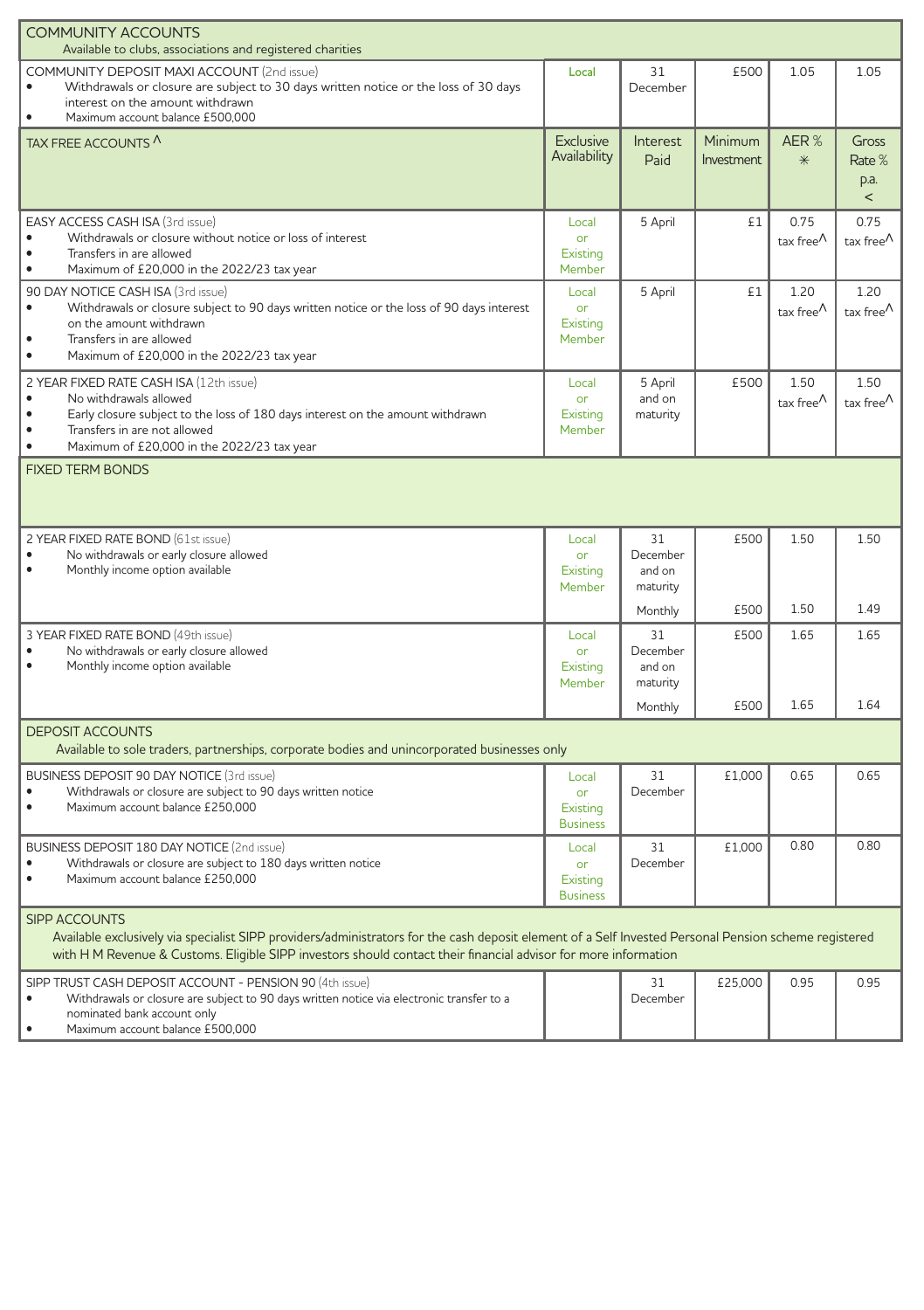| COMMUNITY ACCOUNTS<br>Available to clubs, associations and registered charities | | | | | |
|---|---|---|---|---|---|
| COMMUNITY DEPOSIT MAXI ACCOUNT (2nd issue)<br>• Withdrawals or closure are subject to 30 days written notice or the loss of 30 days interest on the amount withdrawn<br>• Maximum account balance £500,000 | Local | 31 December | £500 | 1.05 | 1.05 |
| **TAX FREE ACCOUNTS ^** | **Exclusive Availability** | **Interest Paid** | **Minimum Investment** | **AER % ⁎** | **Gross Rate % p.a. <** |
| EASY ACCESS CASH ISA (3rd issue)<br>• Withdrawals or closure without notice or loss of interest<br>• Transfers in are allowed<br>• Maximum of £20,000 in the 2022/23 tax year | Local or Existing Member | 5 April | £1 | 0.75 tax free^ | 0.75 tax free^ |
| 90 DAY NOTICE CASH ISA (3rd issue)<br>• Withdrawals or closure subject to 90 days written notice or the loss of 90 days interest on the amount withdrawn<br>• Transfers in are allowed<br>• Maximum of £20,000 in the 2022/23 tax year | Local or Existing Member | 5 April | £1 | 1.20 tax free^ | 1.20 tax free^ |
| 2 YEAR FIXED RATE CASH ISA (12th issue)<br>• No withdrawals allowed<br>• Early closure subject to the loss of 180 days interest on the amount withdrawn<br>• Transfers in are not allowed<br>• Maximum of £20,000 in the 2022/23 tax year | Local or Existing Member | 5 April and on maturity | £500 | 1.50 tax free^ | 1.50 tax free^ |
| **FIXED TERM BONDS** | | | | | |
| 2 YEAR FIXED RATE BOND (61st issue)<br>• No withdrawals or early closure allowed<br>• Monthly income option available | Local or Existing Member | 31 December and on maturity | £500 | 1.50 | 1.50 |
| | | Monthly | £500 | 1.50 | 1.49 |
| 3 YEAR FIXED RATE BOND (49th issue)<br>• No withdrawals or early closure allowed<br>• Monthly income option available | Local or Existing Member | 31 December and on maturity | £500 | 1.65 | 1.65 |
| | | Monthly | £500 | 1.65 | 1.64 |
| **DEPOSIT ACCOUNTS**<br>Available to sole traders, partnerships, corporate bodies and unincorporated businesses only | | | | | |
| BUSINESS DEPOSIT 90 DAY NOTICE (3rd issue)<br>• Withdrawals or closure are subject to 90 days written notice<br>• Maximum account balance £250,000 | Local or Existing Business | 31 December | £1,000 | 0.65 | 0.65 |
| BUSINESS DEPOSIT 180 DAY NOTICE (2nd issue)<br>• Withdrawals or closure are subject to 180 days written notice<br>• Maximum account balance £250,000 | Local or Existing Business | 31 December | £1,000 | 0.80 | 0.80 |
| **SIPP ACCOUNTS**<br>Available exclusively via specialist SIPP providers/administrators for the cash deposit element of a Self Invested Personal Pension scheme registered with H M Revenue & Customs. Eligible SIPP investors should contact their financial advisor for more information | | | | | |
| SIPP TRUST CASH DEPOSIT ACCOUNT - PENSION 90 (4th issue)<br>• Withdrawals or closure are subject to 90 days written notice via electronic transfer to a nominated bank account only<br>• Maximum account balance £500,000 | | 31 December | £25,000 | 0.95 | 0.95 |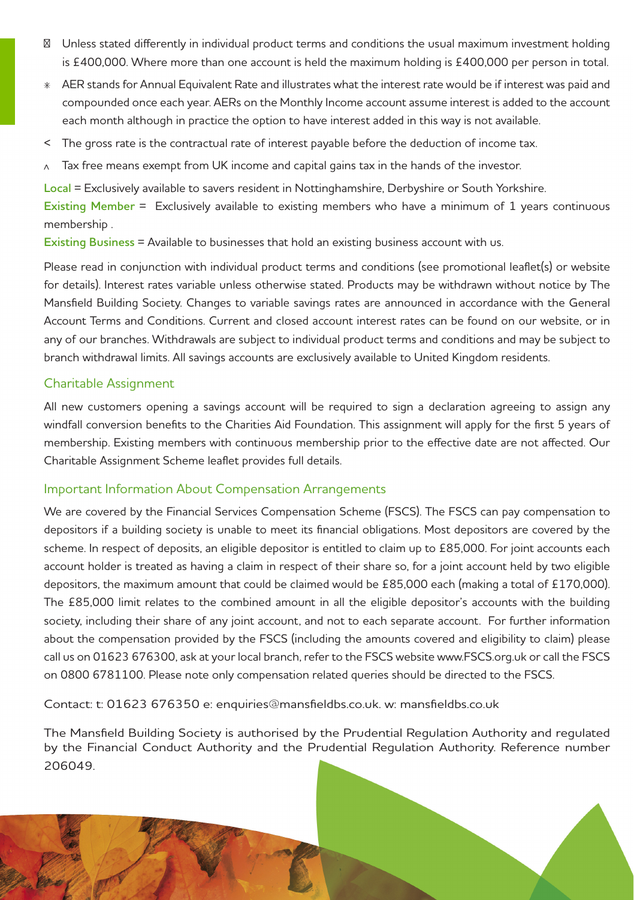-  Unless stated differently in individual product terms and conditions the usual maximum investment holding is £400,000. Where more than one account is held the maximum holding is £400,000 per person in total.
- ⁎ AER stands for Annual Equivalent Rate and illustrates what the interest rate would be if interest was paid and compounded once each year. AERs on the Monthly Income account assume interest is added to the account each month although in practice the option to have interest added in this way is not available.
- < The gross rate is the contractual rate of interest payable before the deduction of income tax.
- ^ Tax free means exempt from UK income and capital gains tax in the hands of the investor.

**Local** = Exclusively available to savers resident in Nottinghamshire, Derbyshire or South Yorkshire.
**Existing Member** = Exclusively available to existing members who have a minimum of 1 years continuous membership .
**Existing Business** = Available to businesses that hold an existing business account with us.

Please read in conjunction with individual product terms and conditions (see promotional leaflet(s) or website for details). Interest rates variable unless otherwise stated. Products may be withdrawn without notice by The Mansfield Building Society. Changes to variable savings rates are announced in accordance with the General Account Terms and Conditions. Current and closed account interest rates can be found on our website, or in any of our branches. Withdrawals are subject to individual product terms and conditions and may be subject to branch withdrawal limits. All savings accounts are exclusively available to United Kingdom residents.

## Charitable Assignment

All new customers opening a savings account will be required to sign a declaration agreeing to assign any windfall conversion benefits to the Charities Aid Foundation. This assignment will apply for the first 5 years of membership. Existing members with continuous membership prior to the effective date are not affected. Our Charitable Assignment Scheme leaflet provides full details.

## Important Information About Compensation Arrangements

We are covered by the Financial Services Compensation Scheme (FSCS). The FSCS can pay compensation to depositors if a building society is unable to meet its financial obligations. Most depositors are covered by the scheme. In respect of deposits, an eligible depositor is entitled to claim up to £85,000. For joint accounts each account holder is treated as having a claim in respect of their share so, for a joint account held by two eligible depositors, the maximum amount that could be claimed would be £85,000 each (making a total of £170,000). The £85,000 limit relates to the combined amount in all the eligible depositor's accounts with the building society, including their share of any joint account, and not to each separate account. For further information about the compensation provided by the FSCS (including the amounts covered and eligibility to claim) please call us on 01623 676300, ask at your local branch, refer to the FSCS website www.FSCS.org.uk or call the FSCS on 0800 6781100. Please note only compensation related queries should be directed to the FSCS.

Contact: t: 01623 676350 e: enquiries@mansfieldbs.co.uk. w: mansfieldbs.co.uk

The Mansfield Building Society is authorised by the Prudential Regulation Authority and regulated by the Financial Conduct Authority and the Prudential Regulation Authority. Reference number 206049.